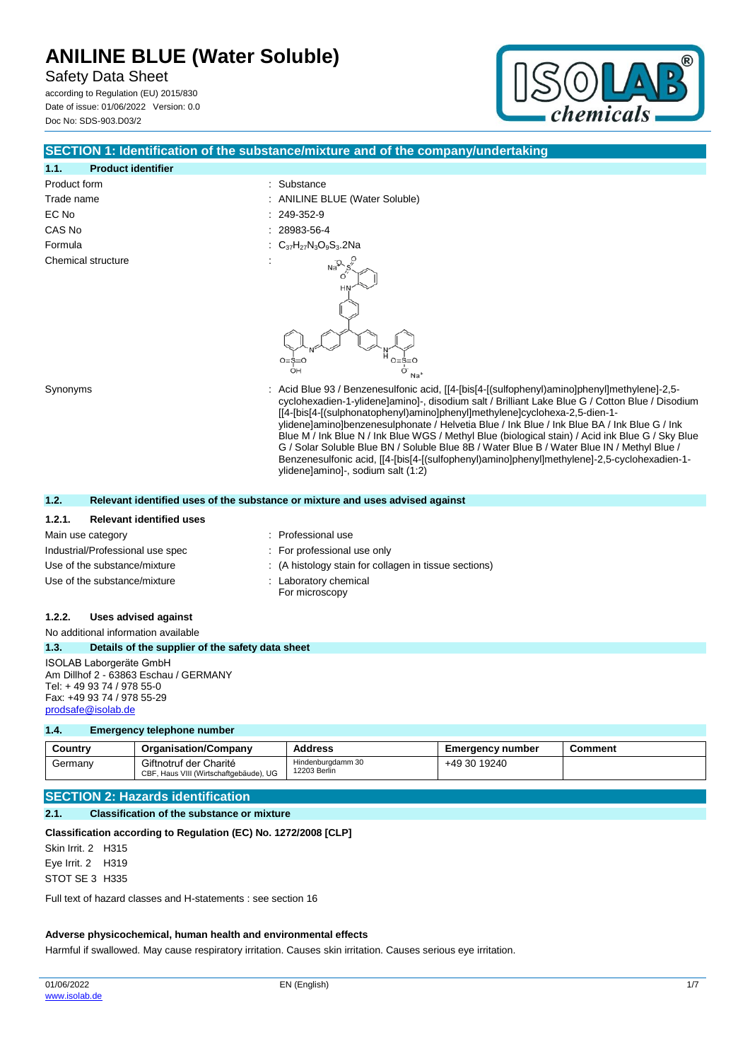# ANILINE BLUE (Water Soluble)

Safety Data Sheet

according to Regulation (EU) 2015/830
Date of issue: 01/06/2022 Version: 0.0
Doc No: SDS-903.D03/2

## SECTION 1: Identification of the substance/mixture and of the company/undertaking

### 1.1. Product identifier

| | |
|---|---|
| Product form | : Substance |
| Trade name | : ANILINE BLUE (Water Soluble) |
| EC No | : 249-352-9 |
| CAS No | : 28983-56-4 |
| Formula | : $C_{37}H_{27}N_3O_9S_3.2Na$ |
| Chemical structure | : |
| Synonyms | : Acid Blue 93 / Benzenesulfonic acid, [[4-[bis[4-[(sulfophenyl)amino]phenyl]methylene]-2,5-cyclohexadien-1-ylidene]amino]-, disodium salt / Brilliant Lake Blue G / Cotton Blue / Disodium [[4-[bis[4-[(sulphonatophenyl)amino]phenyl]methylene]cyclohexa-2,5-dien-1-ylidene]amino]benzenesulphonate / Helvetia Blue / Ink Blue / Ink Blue BA / Ink Blue G / Ink Blue M / Ink Blue N / Ink Blue WGS / Methyl Blue (biological stain) / Acid ink Blue G / Sky Blue G / Solar Soluble Blue BN / Soluble Blue 8B / Water Blue B / Water Blue IN / Methyl Blue / Benzenesulfonic acid, [[4-[bis[4-[(sulfophenyl)amino]phenyl]methylene]-2,5-cyclohexadien-1-ylidene]amino]-, sodium salt (1:2) |

### 1.2. Relevant identified uses of the substance or mixture and uses advised against

#### 1.2.1. Relevant identified uses

| | |
|---|---|
| Main use category | : Professional use |
| Industrial/Professional use spec | : For professional use only |
| Use of the substance/mixture | : (A histology stain for collagen in tissue sections) |
| Use of the substance/mixture | : Laboratory chemical<br>For microscopy |

#### 1.2.2. Uses advised against

No additional information available

### 1.3. Details of the supplier of the safety data sheet

ISOLAB Laborgeräte GmbH
Am Dillhof 2 - 63863 Eschau / GERMANY
Tel: + 49 93 74 / 978 55-0
Fax: +49 93 74 / 978 55-29
prodsafe@isolab.de

### 1.4. Emergency telephone number

| Country | Organisation/Company | Address | Emergency number | Comment |
|---|---|---|---|---|
| Germany | Giftnotruf der Charité<br>CBF, Haus VIII (Wirtschaftgebäude), UG | Hindenburgdamm 30<br>12203 Berlin | +49 30 19240 | |

## SECTION 2: Hazards identification

### 2.1. Classification of the substance or mixture

**Classification according to Regulation (EC) No. 1272/2008 [CLP]**

Skin Irrit. 2 H315
Eye Irrit. 2 H319
STOT SE 3 H335

Full text of hazard classes and H-statements : see section 16

**Adverse physicochemical, human health and environmental effects**

Harmful if swallowed. May cause respiratory irritation. Causes skin irritation. Causes serious eye irritation.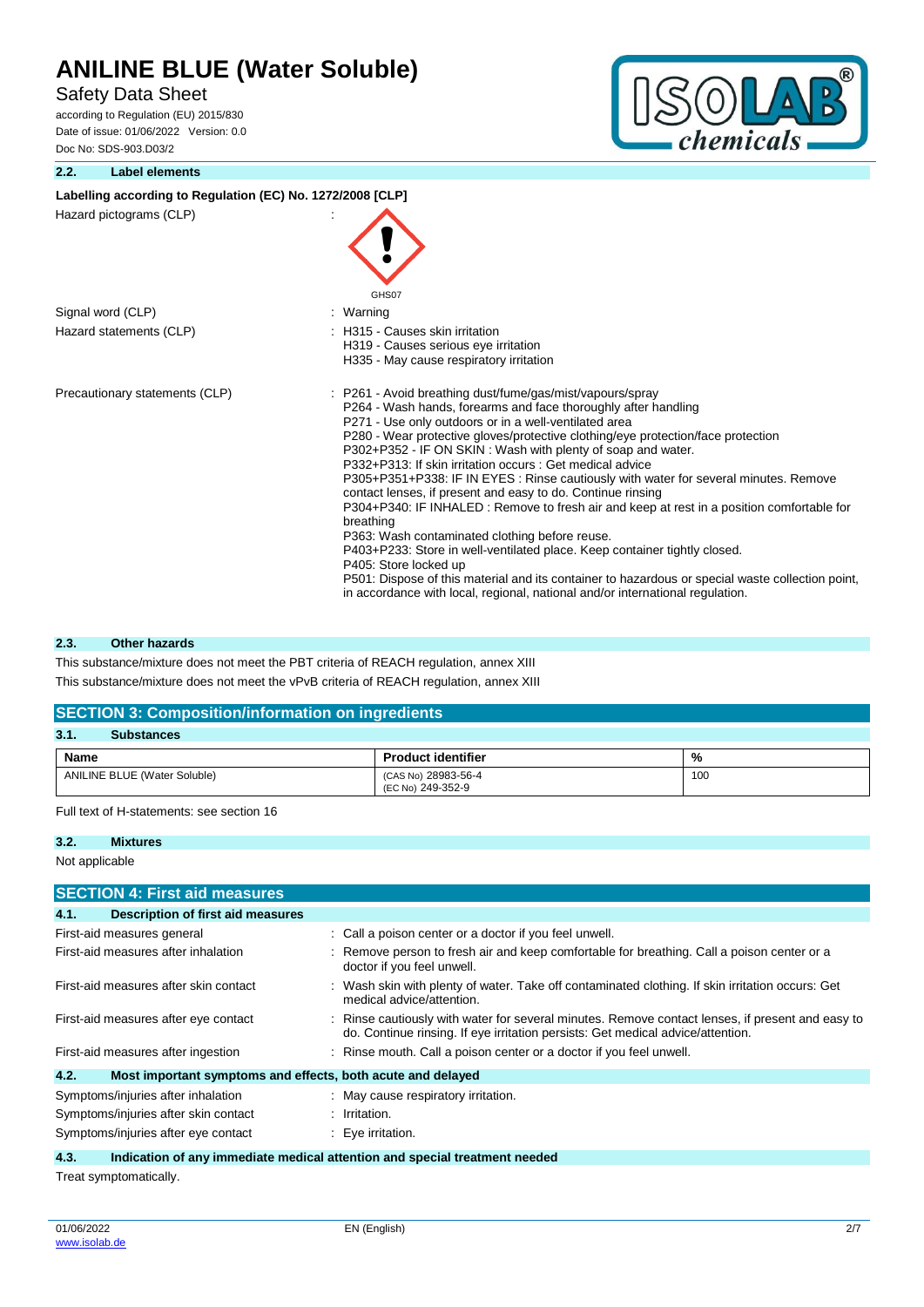### 2.2. Label elements

**Labelling according to Regulation (EC) No. 1272/2008 [CLP]**

| | |
|---|---|
| Hazard pictograms (CLP) | : GHS07 |
| Signal word (CLP) | : Warning |
| Hazard statements (CLP) | : H315 - Causes skin irritation<br>H319 - Causes serious eye irritation<br>H335 - May cause respiratory irritation |
| Precautionary statements (CLP) | : P261 - Avoid breathing dust/fume/gas/mist/vapours/spray<br>P264 - Wash hands, forearms and face thoroughly after handling<br>P271 - Use only outdoors or in a well-ventilated area<br>P280 - Wear protective gloves/protective clothing/eye protection/face protection<br>P302+P352 - IF ON SKIN : Wash with plenty of soap and water.<br>P332+P313: If skin irritation occurs : Get medical advice<br>P305+P351+P338: IF IN EYES : Rinse cautiously with water for several minutes. Remove contact lenses, if present and easy to do. Continue rinsing<br>P304+P340: IF INHALED : Remove to fresh air and keep at rest in a position comfortable for breathing<br>P363: Wash contaminated clothing before reuse.<br>P403+P233: Store in well-ventilated place. Keep container tightly closed.<br>P405: Store locked up<br>P501: Dispose of this material and its container to hazardous or special waste collection point, in accordance with local, regional, national and/or international regulation. |

### 2.3. Other hazards

This substance/mixture does not meet the PBT criteria of REACH regulation, annex XIII

This substance/mixture does not meet the vPvB criteria of REACH regulation, annex XIII

## SECTION 3: Composition/information on ingredients

### 3.1. Substances

| Name | Product identifier | % |
|---|---|---|
| ANILINE BLUE (Water Soluble) | (CAS No) 28983-56-4<br>(EC No) 249-352-9 | 100 |

Full text of H-statements: see section 16

### 3.2. Mixtures

Not applicable

## SECTION 4: First aid measures

### 4.1. Description of first aid measures

| | |
|---|---|
| First-aid measures general | : Call a poison center or a doctor if you feel unwell. |
| First-aid measures after inhalation | : Remove person to fresh air and keep comfortable for breathing. Call a poison center or a doctor if you feel unwell. |
| First-aid measures after skin contact | : Wash skin with plenty of water. Take off contaminated clothing. If skin irritation occurs: Get medical advice/attention. |
| First-aid measures after eye contact | : Rinse cautiously with water for several minutes. Remove contact lenses, if present and easy to do. Continue rinsing. If eye irritation persists: Get medical advice/attention. |
| First-aid measures after ingestion | : Rinse mouth. Call a poison center or a doctor if you feel unwell. |

### 4.2. Most important symptoms and effects, both acute and delayed

| | |
|---|---|
| Symptoms/injuries after inhalation | : May cause respiratory irritation. |
| Symptoms/injuries after skin contact | : Irritation. |
| Symptoms/injuries after eye contact | : Eye irritation. |

### 4.3. Indication of any immediate medical attention and special treatment needed

Treat symptomatically.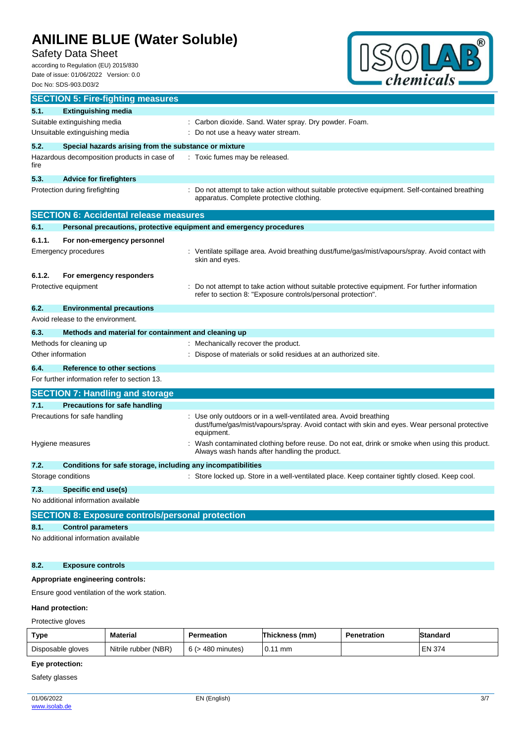## SECTION 5: Fire-fighting measures

### 5.1. Extinguishing media

Suitable extinguishing media : Carbon dioxide. Sand. Water spray. Dry powder. Foam.

Unsuitable extinguishing media : Do not use a heavy water stream.

### 5.2. Special hazards arising from the substance or mixture

Hazardous decomposition products in case of fire : Toxic fumes may be released.

### 5.3. Advice for firefighters

Protection during firefighting : Do not attempt to take action without suitable protective equipment. Self-contained breathing apparatus. Complete protective clothing.

## SECTION 6: Accidental release measures

### 6.1. Personal precautions, protective equipment and emergency procedures

#### 6.1.1. For non-emergency personnel

Emergency procedures : Ventilate spillage area. Avoid breathing dust/fume/gas/mist/vapours/spray. Avoid contact with skin and eyes.

#### 6.1.2. For emergency responders

Protective equipment : Do not attempt to take action without suitable protective equipment. For further information refer to section 8: "Exposure controls/personal protection".

### 6.2. Environmental precautions

Avoid release to the environment.

### 6.3. Methods and material for containment and cleaning up

Methods for cleaning up : Mechanically recover the product.

Other information : Dispose of materials or solid residues at an authorized site.

### 6.4. Reference to other sections

For further information refer to section 13.

## SECTION 7: Handling and storage

### 7.1. Precautions for safe handling

Precautions for safe handling : Use only outdoors or in a well-ventilated area. Avoid breathing dust/fume/gas/mist/vapours/spray. Avoid contact with skin and eyes. Wear personal protective equipment.

Hygiene measures : Wash contaminated clothing before reuse. Do not eat, drink or smoke when using this product. Always wash hands after handling the product.

### 7.2. Conditions for safe storage, including any incompatibilities

Storage conditions : Store locked up. Store in a well-ventilated place. Keep container tightly closed. Keep cool.

### 7.3. Specific end use(s)

No additional information available

## SECTION 8: Exposure controls/personal protection

### 8.1. Control parameters

No additional information available

### 8.2. Exposure controls

**Appropriate engineering controls:**

Ensure good ventilation of the work station.

**Hand protection:**

Protective gloves

| Type | Material | Permeation | Thickness (mm) | Penetration | Standard |
|---|---|---|---|---|---|
| Disposable gloves | Nitrile rubber (NBR) | 6 (> 480 minutes) | 0.11 mm | | EN 374 |

**Eye protection:**

Safety glasses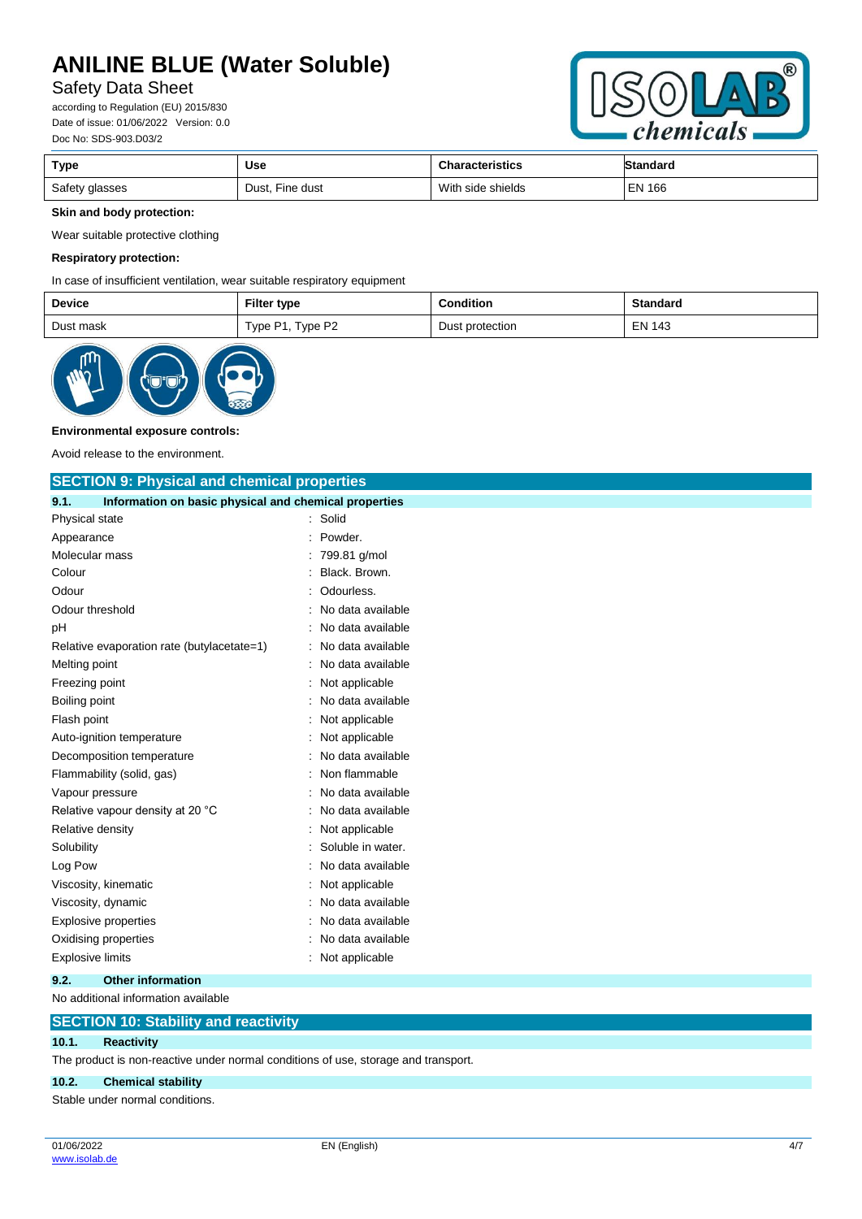| Type | Use | Characteristics | Standard |
|---|---|---|---|
| Safety glasses | Dust, Fine dust | With side shields | EN 166 |

**Skin and body protection:**

Wear suitable protective clothing

**Respiratory protection:**

In case of insufficient ventilation, wear suitable respiratory equipment

| Device | Filter type | Condition | Standard |
|---|---|---|---|
| Dust mask | Type P1, Type P2 | Dust protection | EN 143 |

**Environmental exposure controls:**

Avoid release to the environment.

## SECTION 9: Physical and chemical properties

### 9.1. Information on basic physical and chemical properties

| | |
|---|---|
| Physical state | : Solid |
| Appearance | : Powder. |
| Molecular mass | : 799.81 g/mol |
| Colour | : Black. Brown. |
| Odour | : Odourless. |
| Odour threshold | : No data available |
| pH | : No data available |
| Relative evaporation rate (butylacetate=1) | : No data available |
| Melting point | : No data available |
| Freezing point | : Not applicable |
| Boiling point | : No data available |
| Flash point | : Not applicable |
| Auto-ignition temperature | : Not applicable |
| Decomposition temperature | : No data available |
| Flammability (solid, gas) | : Non flammable |
| Vapour pressure | : No data available |
| Relative vapour density at 20 °C | : No data available |
| Relative density | : Not applicable |
| Solubility | : Soluble in water. |
| Log Pow | : No data available |
| Viscosity, kinematic | : Not applicable |
| Viscosity, dynamic | : No data available |
| Explosive properties | : No data available |
| Oxidising properties | : No data available |
| Explosive limits | : Not applicable |

### 9.2. Other information

No additional information available

## SECTION 10: Stability and reactivity

### 10.1. Reactivity

The product is non-reactive under normal conditions of use, storage and transport.

### 10.2. Chemical stability

Stable under normal conditions.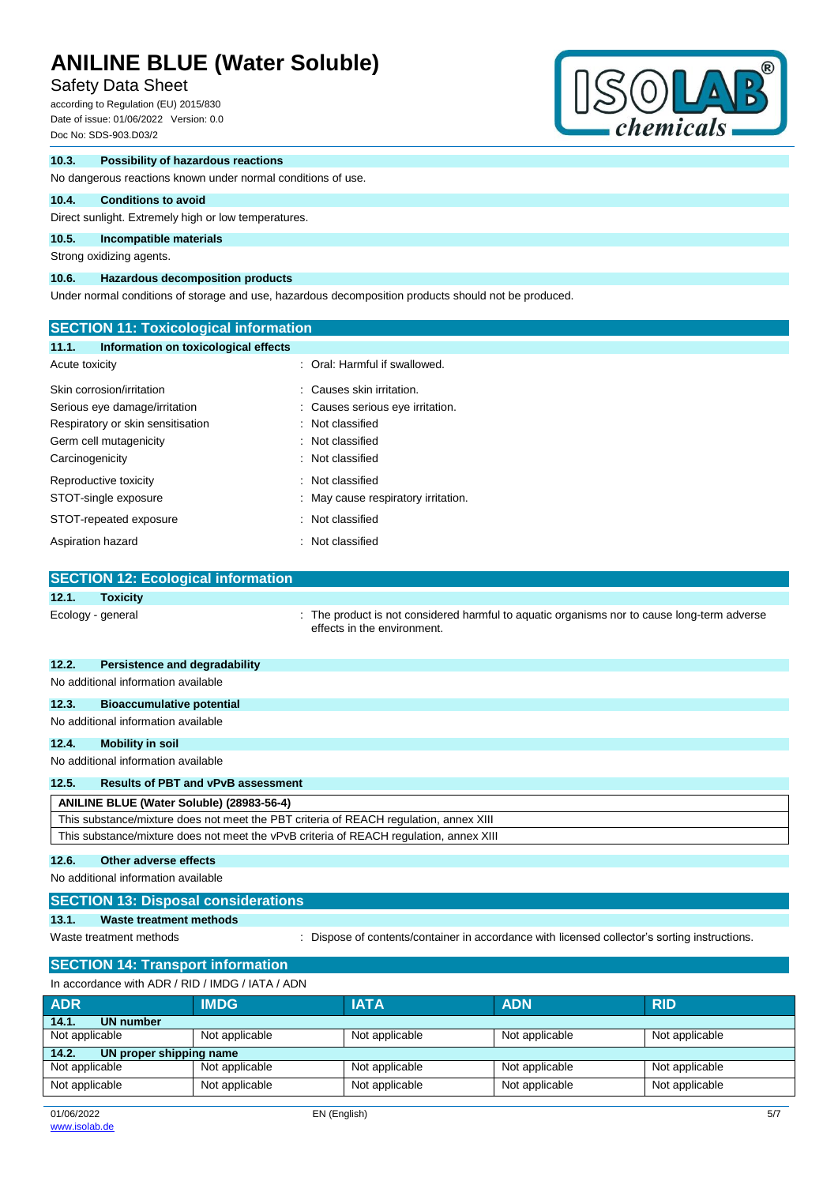### 10.3. Possibility of hazardous reactions

No dangerous reactions known under normal conditions of use.

### 10.4. Conditions to avoid

Direct sunlight. Extremely high or low temperatures.

### 10.5. Incompatible materials

Strong oxidizing agents.

### 10.6. Hazardous decomposition products

Under normal conditions of storage and use, hazardous decomposition products should not be produced.

## SECTION 11: Toxicological information

### 11.1. Information on toxicological effects

| | |
|---|---|
| Acute toxicity | : Oral: Harmful if swallowed. |
| Skin corrosion/irritation | : Causes skin irritation. |
| Serious eye damage/irritation | : Causes serious eye irritation. |
| Respiratory or skin sensitisation | : Not classified |
| Germ cell mutagenicity | : Not classified |
| Carcinogenicity | : Not classified |
| Reproductive toxicity | : Not classified |
| STOT-single exposure | : May cause respiratory irritation. |
| STOT-repeated exposure | : Not classified |
| Aspiration hazard | : Not classified |

## SECTION 12: Ecological information

### 12.1. Toxicity

| | |
|---|---|
| Ecology - general | : The product is not considered harmful to aquatic organisms nor to cause long-term adverse effects in the environment. |

### 12.2. Persistence and degradability

No additional information available

### 12.3. Bioaccumulative potential

No additional information available

### 12.4. Mobility in soil

No additional information available

### 12.5. Results of PBT and vPvB assessment

| ANILINE BLUE (Water Soluble) (28983-56-4) |
|---|
| This substance/mixture does not meet the PBT criteria of REACH regulation, annex XIII |
| This substance/mixture does not meet the vPvB criteria of REACH regulation, annex XIII |

### 12.6. Other adverse effects

No additional information available

## SECTION 13: Disposal considerations

### 13.1. Waste treatment methods

| | |
|---|---|
| Waste treatment methods | : Dispose of contents/container in accordance with licensed collector's sorting instructions. |

## SECTION 14: Transport information

In accordance with ADR / RID / IMDG / IATA / ADN

| ADR | IMDG | IATA | ADN | RID |
|---|---|---|---|---|
| **14.1. UN number** | | | | |
| Not applicable | Not applicable | Not applicable | Not applicable | Not applicable |
| **14.2. UN proper shipping name** | | | | |
| Not applicable | Not applicable | Not applicable | Not applicable | Not applicable |
| Not applicable | Not applicable | Not applicable | Not applicable | Not applicable |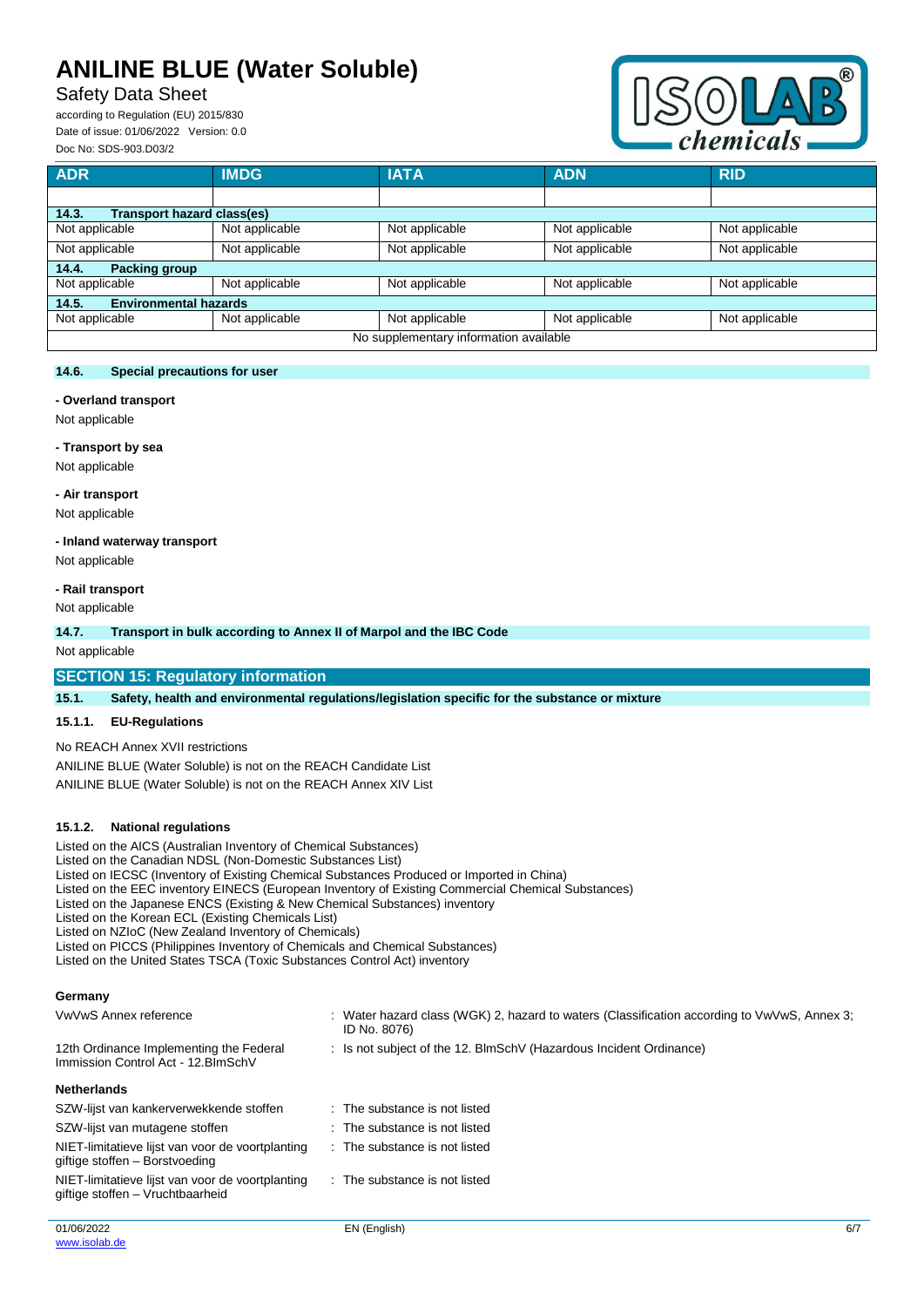| ADR | IMDG | IATA | ADN | RID |
|---|---|---|---|---|
| | | | | |
| **14.3. Transport hazard class(es)** | | | | |
| Not applicable | Not applicable | Not applicable | Not applicable | Not applicable |
| Not applicable | Not applicable | Not applicable | Not applicable | Not applicable |
| **14.4. Packing group** | | | | |
| Not applicable | Not applicable | Not applicable | Not applicable | Not applicable |
| **14.5. Environmental hazards** | | | | |
| Not applicable | Not applicable | Not applicable | Not applicable | Not applicable |
| No supplementary information available | | | | |

### 14.6. Special precautions for user

**- Overland transport**

Not applicable

**- Transport by sea**

Not applicable

**- Air transport**

Not applicable

**- Inland waterway transport**

Not applicable

**- Rail transport**

Not applicable

### 14.7. Transport in bulk according to Annex II of Marpol and the IBC Code

Not applicable

## SECTION 15: Regulatory information

### 15.1. Safety, health and environmental regulations/legislation specific for the substance or mixture

#### 15.1.1. EU-Regulations

No REACH Annex XVII restrictions

ANILINE BLUE (Water Soluble) is not on the REACH Candidate List

ANILINE BLUE (Water Soluble) is not on the REACH Annex XIV List

#### 15.1.2. National regulations

Listed on the AICS (Australian Inventory of Chemical Substances)
Listed on the Canadian NDSL (Non-Domestic Substances List)
Listed on IECSC (Inventory of Existing Chemical Substances Produced or Imported in China)
Listed on the EEC inventory EINECS (European Inventory of Existing Commercial Chemical Substances)
Listed on the Japanese ENCS (Existing & New Chemical Substances) inventory
Listed on the Korean ECL (Existing Chemicals List)
Listed on NZIoC (New Zealand Inventory of Chemicals)
Listed on PICCS (Philippines Inventory of Chemicals and Chemical Substances)
Listed on the United States TSCA (Toxic Substances Control Act) inventory

**Germany**

| | |
|---|---|
| VwVwS Annex reference | : Water hazard class (WGK) 2, hazard to waters (Classification according to VwVwS, Annex 3; ID No. 8076) |
| 12th Ordinance Implementing the Federal Immission Control Act - 12.BImSchV | : Is not subject of the 12. BlmSchV (Hazardous Incident Ordinance) |

**Netherlands**

| | |
|---|---|
| SZW-lijst van kankerverwekkende stoffen | : The substance is not listed |
| SZW-lijst van mutagene stoffen | : The substance is not listed |
| NIET-limitatieve lijst van voor de voortplanting giftige stoffen – Borstvoeding | : The substance is not listed |
| NIET-limitatieve lijst van voor de voortplanting giftige stoffen – Vruchtbaarheid | : The substance is not listed |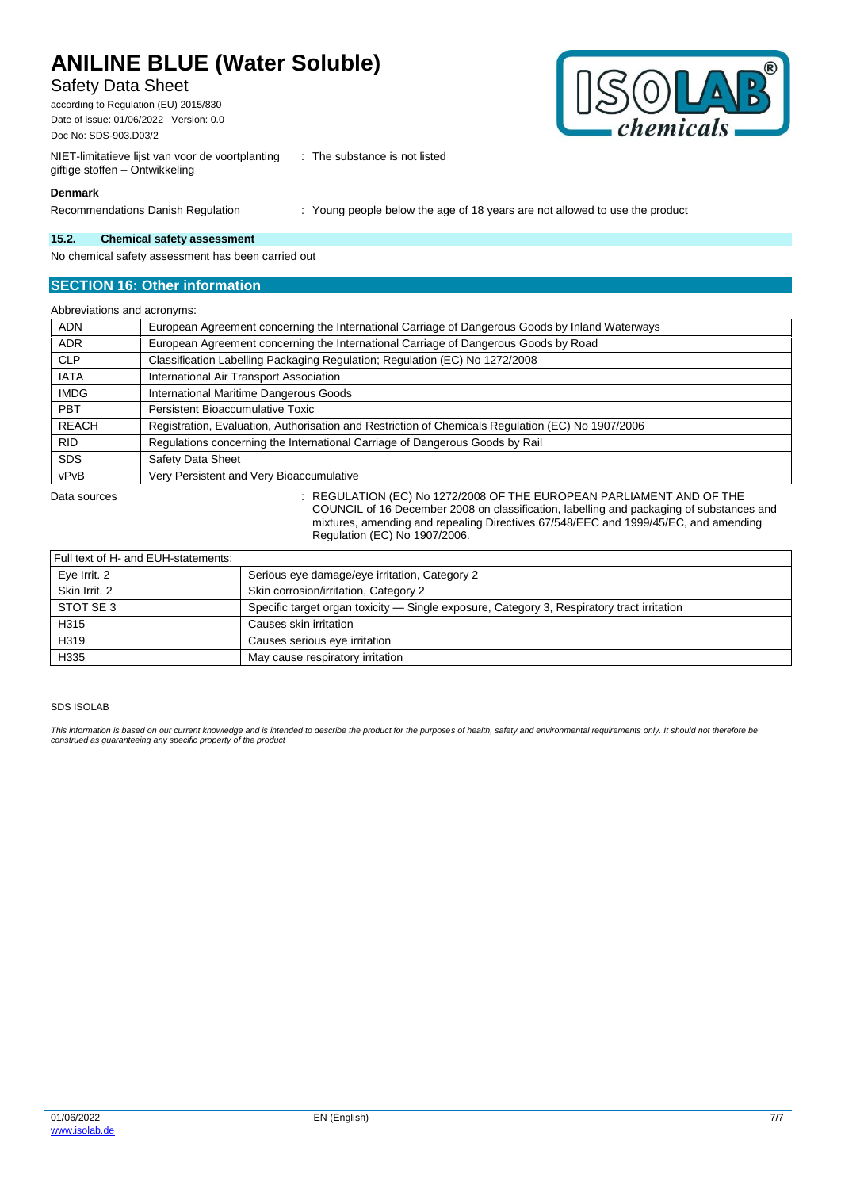NIET-limitatieve lijst van voor de voortplanting giftige stoffen – Ontwikkeling : The substance is not listed

**Denmark**

Recommendations Danish Regulation : Young people below the age of 18 years are not allowed to use the product

### 15.2. Chemical safety assessment

No chemical safety assessment has been carried out

## SECTION 16: Other information

Abbreviations and acronyms:

| | |
|---|---|
| ADN | European Agreement concerning the International Carriage of Dangerous Goods by Inland Waterways |
| ADR | European Agreement concerning the International Carriage of Dangerous Goods by Road |
| CLP | Classification Labelling Packaging Regulation; Regulation (EC) No 1272/2008 |
| IATA | International Air Transport Association |
| IMDG | International Maritime Dangerous Goods |
| PBT | Persistent Bioaccumulative Toxic |
| REACH | Registration, Evaluation, Authorisation and Restriction of Chemicals Regulation (EC) No 1907/2006 |
| RID | Regulations concerning the International Carriage of Dangerous Goods by Rail |
| SDS | Safety Data Sheet |
| vPvB | Very Persistent and Very Bioaccumulative |

Data sources : REGULATION (EC) No 1272/2008 OF THE EUROPEAN PARLIAMENT AND OF THE COUNCIL of 16 December 2008 on classification, labelling and packaging of substances and mixtures, amending and repealing Directives 67/548/EEC and 1999/45/EC, and amending Regulation (EC) No 1907/2006.

| Full text of H- and EUH-statements: | |
|---|---|
| Eye Irrit. 2 | Serious eye damage/eye irritation, Category 2 |
| Skin Irrit. 2 | Skin corrosion/irritation, Category 2 |
| STOT SE 3 | Specific target organ toxicity — Single exposure, Category 3, Respiratory tract irritation |
| H315 | Causes skin irritation |
| H319 | Causes serious eye irritation |
| H335 | May cause respiratory irritation |

SDS ISOLAB

*This information is based on our current knowledge and is intended to describe the product for the purposes of health, safety and environmental requirements only. It should not therefore be construed as guaranteeing any specific property of the product*